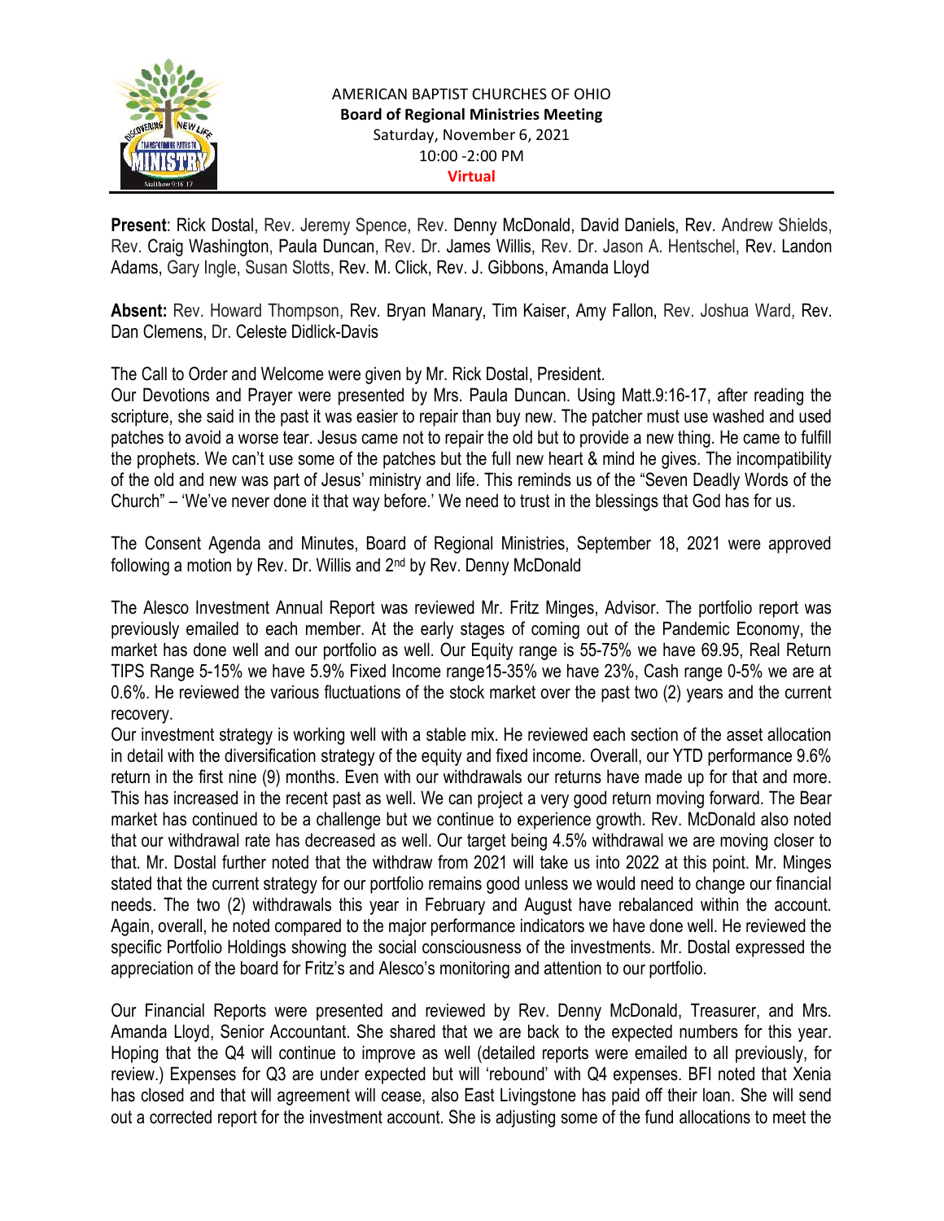AMERICAN BAPTIST CHURCHES OF OHIO
**Board of Regional Ministries Meeting**
Saturday, November 6, 2021
10:00 -2:00 PM
**Virtual**

**Present**: Rick Dostal, Rev. Jeremy Spence, Rev. Denny McDonald, David Daniels, Rev. Andrew Shields, Rev. Craig Washington, Paula Duncan, Rev. Dr. James Willis, Rev. Dr. Jason A. Hentschel, Rev. Landon Adams, Gary Ingle, Susan Slotts, Rev. M. Click, Rev. J. Gibbons, Amanda Lloyd

**Absent:** Rev. Howard Thompson, Rev. Bryan Manary, Tim Kaiser, Amy Fallon, Rev. Joshua Ward, Rev. Dan Clemens, Dr. Celeste Didlick-Davis

The Call to Order and Welcome were given by Mr. Rick Dostal, President.

Our Devotions and Prayer were presented by Mrs. Paula Duncan. Using Matt.9:16-17, after reading the scripture, she said in the past it was easier to repair than buy new. The patcher must use washed and used patches to avoid a worse tear. Jesus came not to repair the old but to provide a new thing. He came to fulfill the prophets. We can't use some of the patches but the full new heart & mind he gives. The incompatibility of the old and new was part of Jesus' ministry and life. This reminds us of the "Seven Deadly Words of the Church" – 'We've never done it that way before.' We need to trust in the blessings that God has for us.

The Consent Agenda and Minutes, Board of Regional Ministries, September 18, 2021 were approved following a motion by Rev. Dr. Willis and 2nd by Rev. Denny McDonald

The Alesco Investment Annual Report was reviewed Mr. Fritz Minges, Advisor. The portfolio report was previously emailed to each member. At the early stages of coming out of the Pandemic Economy, the market has done well and our portfolio as well. Our Equity range is 55-75% we have 69.95, Real Return TIPS Range 5-15% we have 5.9% Fixed Income range15-35% we have 23%, Cash range 0-5% we are at 0.6%. He reviewed the various fluctuations of the stock market over the past two (2) years and the current recovery.

Our investment strategy is working well with a stable mix. He reviewed each section of the asset allocation in detail with the diversification strategy of the equity and fixed income. Overall, our YTD performance 9.6% return in the first nine (9) months. Even with our withdrawals our returns have made up for that and more. This has increased in the recent past as well. We can project a very good return moving forward. The Bear market has continued to be a challenge but we continue to experience growth. Rev. McDonald also noted that our withdrawal rate has decreased as well. Our target being 4.5% withdrawal we are moving closer to that. Mr. Dostal further noted that the withdraw from 2021 will take us into 2022 at this point. Mr. Minges stated that the current strategy for our portfolio remains good unless we would need to change our financial needs. The two (2) withdrawals this year in February and August have rebalanced within the account. Again, overall, he noted compared to the major performance indicators we have done well. He reviewed the specific Portfolio Holdings showing the social consciousness of the investments. Mr. Dostal expressed the appreciation of the board for Fritz's and Alesco's monitoring and attention to our portfolio.

Our Financial Reports were presented and reviewed by Rev. Denny McDonald, Treasurer, and Mrs. Amanda Lloyd, Senior Accountant. She shared that we are back to the expected numbers for this year. Hoping that the Q4 will continue to improve as well (detailed reports were emailed to all previously, for review.) Expenses for Q3 are under expected but will 'rebound' with Q4 expenses. BFI noted that Xenia has closed and that will agreement will cease, also East Livingstone has paid off their loan. She will send out a corrected report for the investment account. She is adjusting some of the fund allocations to meet the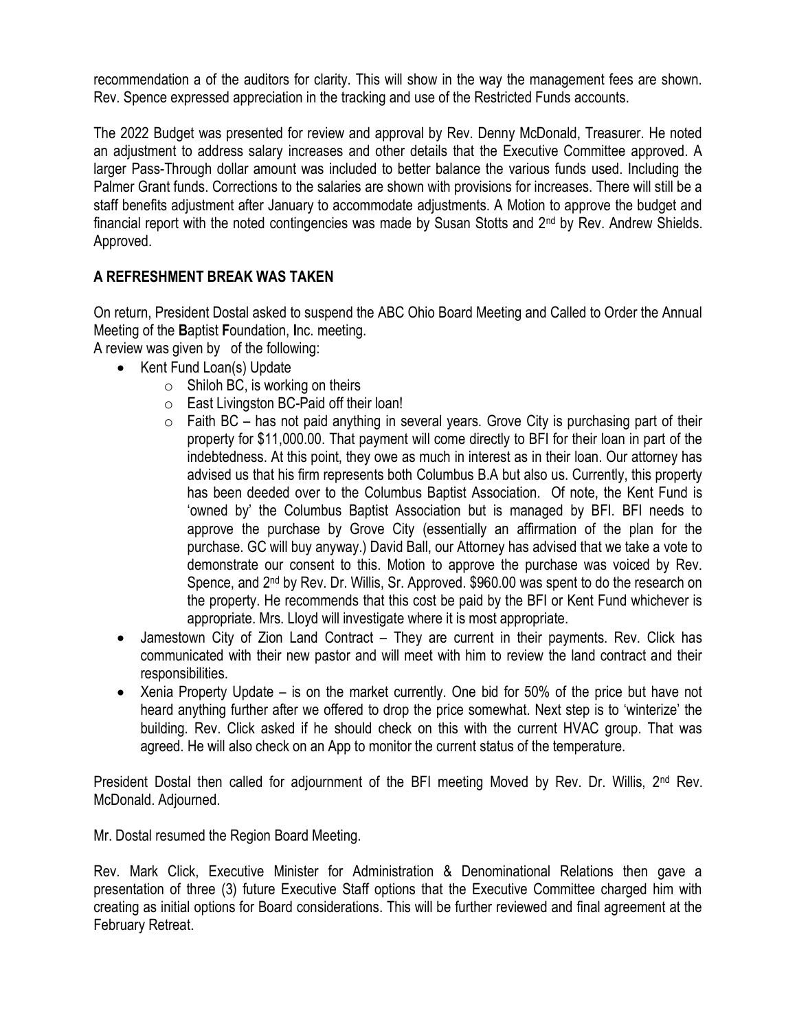recommendation a of the auditors for clarity. This will show in the way the management fees are shown. Rev. Spence expressed appreciation in the tracking and use of the Restricted Funds accounts.

The 2022 Budget was presented for review and approval by Rev. Denny McDonald, Treasurer. He noted an adjustment to address salary increases and other details that the Executive Committee approved. A larger Pass-Through dollar amount was included to better balance the various funds used. Including the Palmer Grant funds. Corrections to the salaries are shown with provisions for increases. There will still be a staff benefits adjustment after January to accommodate adjustments. A Motion to approve the budget and financial report with the noted contingencies was made by Susan Stotts and 2nd by Rev. Andrew Shields. Approved.

**A REFRESHMENT BREAK WAS TAKEN**

On return, President Dostal asked to suspend the ABC Ohio Board Meeting and Called to Order the Annual Meeting of the **B**aptist **F**oundation, **I**nc. meeting.

A review was given by  of the following:

- Kent Fund Loan(s) Update
  - Shiloh BC, is working on theirs
  - East Livingston BC-Paid off their loan!
  - Faith BC – has not paid anything in several years. Grove City is purchasing part of their property for $11,000.00. That payment will come directly to BFI for their loan in part of the indebtedness. At this point, they owe as much in interest as in their loan. Our attorney has advised us that his firm represents both Columbus B.A but also us. Currently, this property has been deeded over to the Columbus Baptist Association. Of note, the Kent Fund is 'owned by' the Columbus Baptist Association but is managed by BFI. BFI needs to approve the purchase by Grove City (essentially an affirmation of the plan for the purchase. GC will buy anyway.) David Ball, our Attorney has advised that we take a vote to demonstrate our consent to this. Motion to approve the purchase was voiced by Rev. Spence, and 2nd by Rev. Dr. Willis, Sr. Approved. $960.00 was spent to do the research on the property. He recommends that this cost be paid by the BFI or Kent Fund whichever is appropriate. Mrs. Lloyd will investigate where it is most appropriate.
- Jamestown City of Zion Land Contract – They are current in their payments. Rev. Click has communicated with their new pastor and will meet with him to review the land contract and their responsibilities.
- Xenia Property Update – is on the market currently. One bid for 50% of the price but have not heard anything further after we offered to drop the price somewhat. Next step is to 'winterize' the building. Rev. Click asked if he should check on this with the current HVAC group. That was agreed. He will also check on an App to monitor the current status of the temperature.

President Dostal then called for adjournment of the BFI meeting Moved by Rev. Dr. Willis, 2nd Rev. McDonald. Adjourned.

Mr. Dostal resumed the Region Board Meeting.

Rev. Mark Click, Executive Minister for Administration & Denominational Relations then gave a presentation of three (3) future Executive Staff options that the Executive Committee charged him with creating as initial options for Board considerations. This will be further reviewed and final agreement at the February Retreat.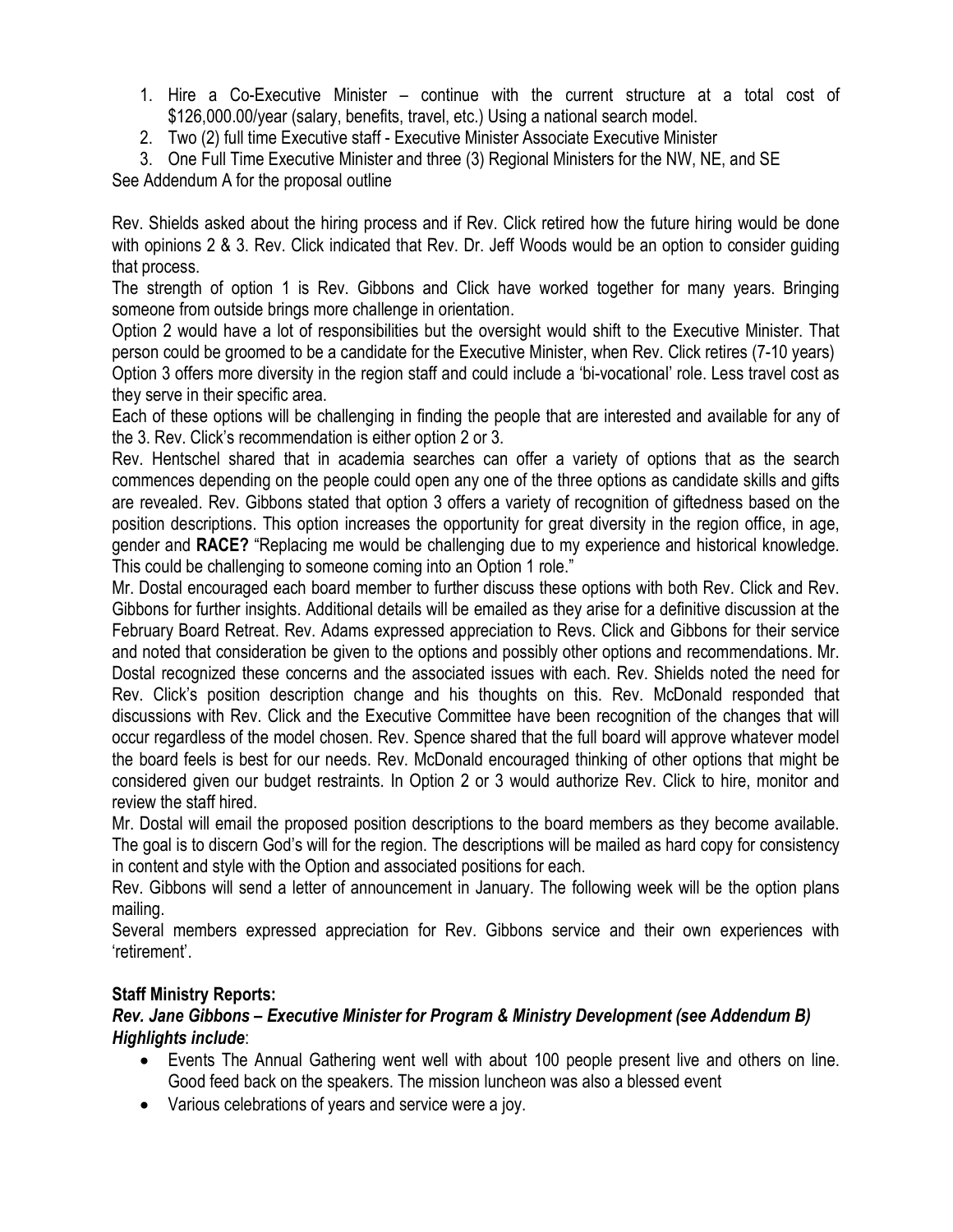1. Hire a Co-Executive Minister – continue with the current structure at a total cost of $126,000.00/year (salary, benefits, travel, etc.) Using a national search model.
2. Two (2) full time Executive staff - Executive Minister Associate Executive Minister
3. One Full Time Executive Minister and three (3) Regional Ministers for the NW, NE, and SE

See Addendum A for the proposal outline

Rev. Shields asked about the hiring process and if Rev. Click retired how the future hiring would be done with opinions 2 & 3. Rev. Click indicated that Rev. Dr. Jeff Woods would be an option to consider guiding that process.

The strength of option 1 is Rev. Gibbons and Click have worked together for many years. Bringing someone from outside brings more challenge in orientation.

Option 2 would have a lot of responsibilities but the oversight would shift to the Executive Minister. That person could be groomed to be a candidate for the Executive Minister, when Rev. Click retires (7-10 years)

Option 3 offers more diversity in the region staff and could include a 'bi-vocational' role. Less travel cost as they serve in their specific area.

Each of these options will be challenging in finding the people that are interested and available for any of the 3. Rev. Click's recommendation is either option 2 or 3.

Rev. Hentschel shared that in academia searches can offer a variety of options that as the search commences depending on the people could open any one of the three options as candidate skills and gifts are revealed. Rev. Gibbons stated that option 3 offers a variety of recognition of giftedness based on the position descriptions. This option increases the opportunity for great diversity in the region office, in age, gender and **RACE?** "Replacing me would be challenging due to my experience and historical knowledge. This could be challenging to someone coming into an Option 1 role."

Mr. Dostal encouraged each board member to further discuss these options with both Rev. Click and Rev. Gibbons for further insights. Additional details will be emailed as they arise for a definitive discussion at the February Board Retreat. Rev. Adams expressed appreciation to Revs. Click and Gibbons for their service and noted that consideration be given to the options and possibly other options and recommendations. Mr. Dostal recognized these concerns and the associated issues with each. Rev. Shields noted the need for Rev. Click's position description change and his thoughts on this. Rev. McDonald responded that discussions with Rev. Click and the Executive Committee have been recognition of the changes that will occur regardless of the model chosen. Rev. Spence shared that the full board will approve whatever model the board feels is best for our needs. Rev. McDonald encouraged thinking of other options that might be considered given our budget restraints. In Option 2 or 3 would authorize Rev. Click to hire, monitor and review the staff hired.

Mr. Dostal will email the proposed position descriptions to the board members as they become available. The goal is to discern God's will for the region. The descriptions will be mailed as hard copy for consistency in content and style with the Option and associated positions for each.

Rev. Gibbons will send a letter of announcement in January. The following week will be the option plans mailing.

Several members expressed appreciation for Rev. Gibbons service and their own experiences with 'retirement'.

**Staff Ministry Reports:**

***Rev. Jane Gibbons – Executive Minister for Program & Ministry Development (see Addendum B) Highlights include***:

- Events The Annual Gathering went well with about 100 people present live and others on line. Good feed back on the speakers. The mission luncheon was also a blessed event
- Various celebrations of years and service were a joy.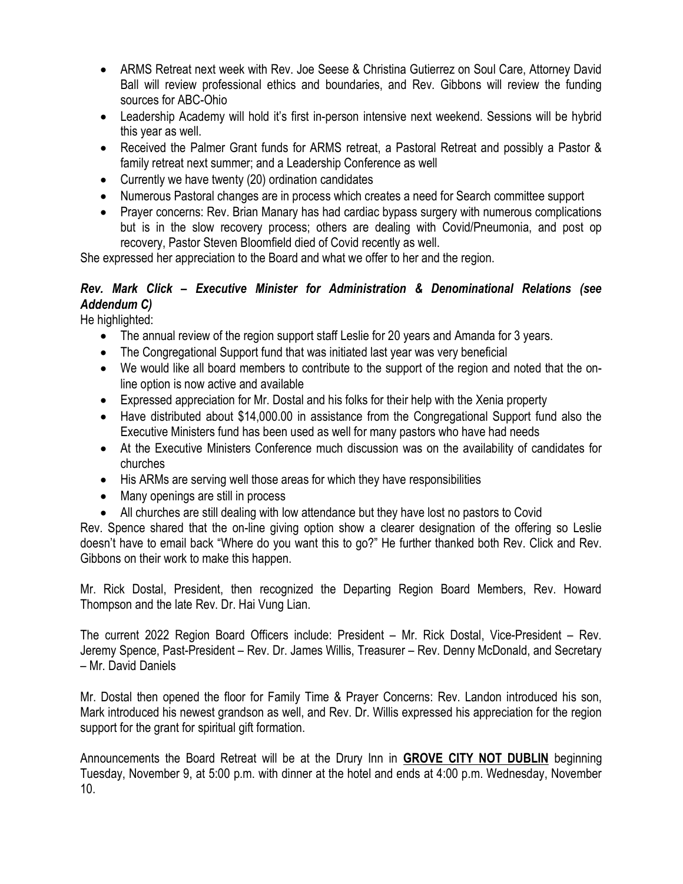- ARMS Retreat next week with Rev. Joe Seese & Christina Gutierrez on Soul Care, Attorney David Ball will review professional ethics and boundaries, and Rev. Gibbons will review the funding sources for ABC-Ohio
- Leadership Academy will hold it's first in-person intensive next weekend. Sessions will be hybrid this year as well.
- Received the Palmer Grant funds for ARMS retreat, a Pastoral Retreat and possibly a Pastor & family retreat next summer; and a Leadership Conference as well
- Currently we have twenty (20) ordination candidates
- Numerous Pastoral changes are in process which creates a need for Search committee support
- Prayer concerns: Rev. Brian Manary has had cardiac bypass surgery with numerous complications but is in the slow recovery process; others are dealing with Covid/Pneumonia, and post op recovery, Pastor Steven Bloomfield died of Covid recently as well.

She expressed her appreciation to the Board and what we offer to her and the region.

***Rev. Mark Click – Executive Minister for Administration & Denominational Relations (see Addendum C)***

He highlighted:

- The annual review of the region support staff Leslie for 20 years and Amanda for 3 years.
- The Congregational Support fund that was initiated last year was very beneficial
- We would like all board members to contribute to the support of the region and noted that the on-line option is now active and available
- Expressed appreciation for Mr. Dostal and his folks for their help with the Xenia property
- Have distributed about $14,000.00 in assistance from the Congregational Support fund also the Executive Ministers fund has been used as well for many pastors who have had needs
- At the Executive Ministers Conference much discussion was on the availability of candidates for churches
- His ARMs are serving well those areas for which they have responsibilities
- Many openings are still in process
- All churches are still dealing with low attendance but they have lost no pastors to Covid

Rev. Spence shared that the on-line giving option show a clearer designation of the offering so Leslie doesn't have to email back "Where do you want this to go?" He further thanked both Rev. Click and Rev. Gibbons on their work to make this happen.

Mr. Rick Dostal, President, then recognized the Departing Region Board Members, Rev. Howard Thompson and the late Rev. Dr. Hai Vung Lian.

The current 2022 Region Board Officers include: President – Mr. Rick Dostal, Vice-President – Rev. Jeremy Spence, Past-President – Rev. Dr. James Willis, Treasurer – Rev. Denny McDonald, and Secretary – Mr. David Daniels

Mr. Dostal then opened the floor for Family Time & Prayer Concerns: Rev. Landon introduced his son, Mark introduced his newest grandson as well, and Rev. Dr. Willis expressed his appreciation for the region support for the grant for spiritual gift formation.

Announcements the Board Retreat will be at the Drury Inn in **GROVE CITY NOT DUBLIN** beginning Tuesday, November 9, at 5:00 p.m. with dinner at the hotel and ends at 4:00 p.m. Wednesday, November 10.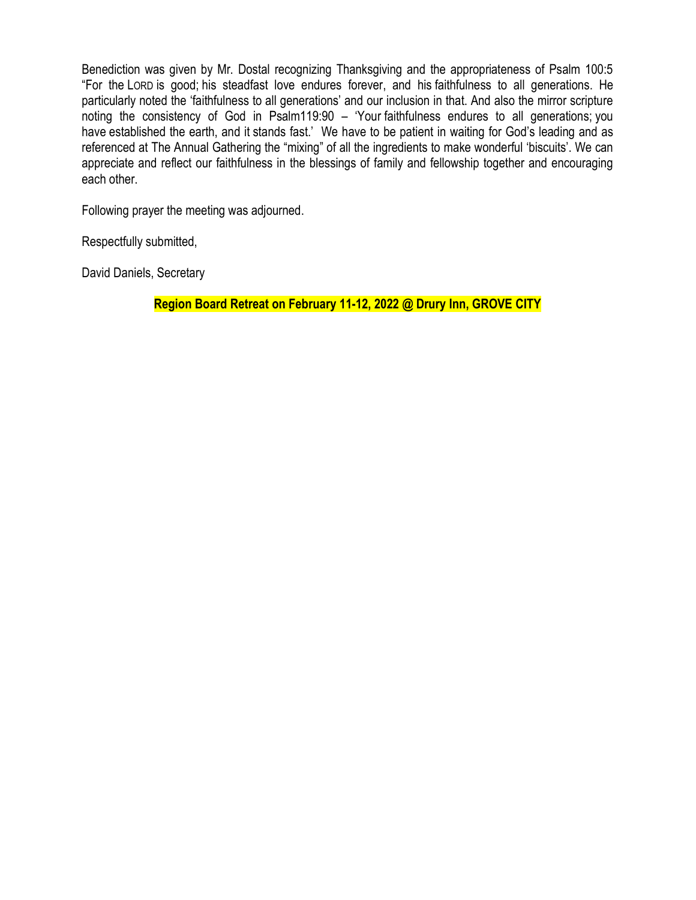Benediction was given by Mr. Dostal recognizing Thanksgiving and the appropriateness of Psalm 100:5 "For the LORD is good; his steadfast love endures forever, and his faithfulness to all generations. He particularly noted the 'faithfulness to all generations' and our inclusion in that. And also the mirror scripture noting the consistency of God in Psalm119:90 – 'Your faithfulness endures to all generations; you have established the earth, and it stands fast.' We have to be patient in waiting for God's leading and as referenced at The Annual Gathering the "mixing" of all the ingredients to make wonderful 'biscuits'. We can appreciate and reflect our faithfulness in the blessings of family and fellowship together and encouraging each other.

Following prayer the meeting was adjourned.

Respectfully submitted,

David Daniels, Secretary

**Region Board Retreat on February 11-12, 2022 @ Drury Inn, GROVE CITY**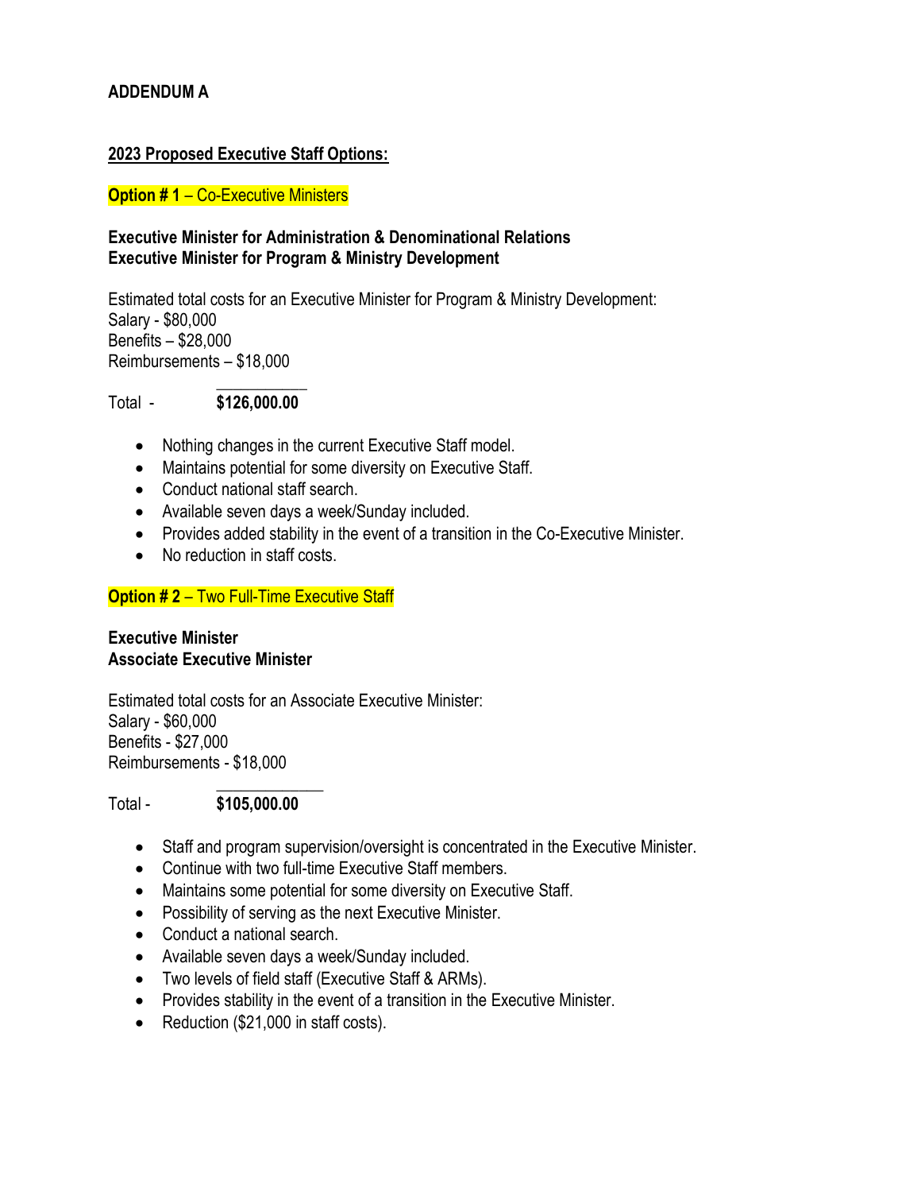**ADDENDUM A**

**2023 Proposed Executive Staff Options:**

**Option # 1** – Co-Executive Ministers

**Executive Minister for Administration & Denominational Relations**
**Executive Minister for Program & Ministry Development**

Estimated total costs for an Executive Minister for Program & Ministry Development:
Salary - $80,000
Benefits – $28,000
Reimbursements – $18,000

Total - **$126,000.00**

- Nothing changes in the current Executive Staff model.
- Maintains potential for some diversity on Executive Staff.
- Conduct national staff search.
- Available seven days a week/Sunday included.
- Provides added stability in the event of a transition in the Co-Executive Minister.
- No reduction in staff costs.

**Option # 2** – Two Full-Time Executive Staff

**Executive Minister**
**Associate Executive Minister**

Estimated total costs for an Associate Executive Minister:
Salary - $60,000
Benefits - $27,000
Reimbursements - $18,000

Total - **$105,000.00**

- Staff and program supervision/oversight is concentrated in the Executive Minister.
- Continue with two full-time Executive Staff members.
- Maintains some potential for some diversity on Executive Staff.
- Possibility of serving as the next Executive Minister.
- Conduct a national search.
- Available seven days a week/Sunday included.
- Two levels of field staff (Executive Staff & ARMs).
- Provides stability in the event of a transition in the Executive Minister.
- Reduction ($21,000 in staff costs).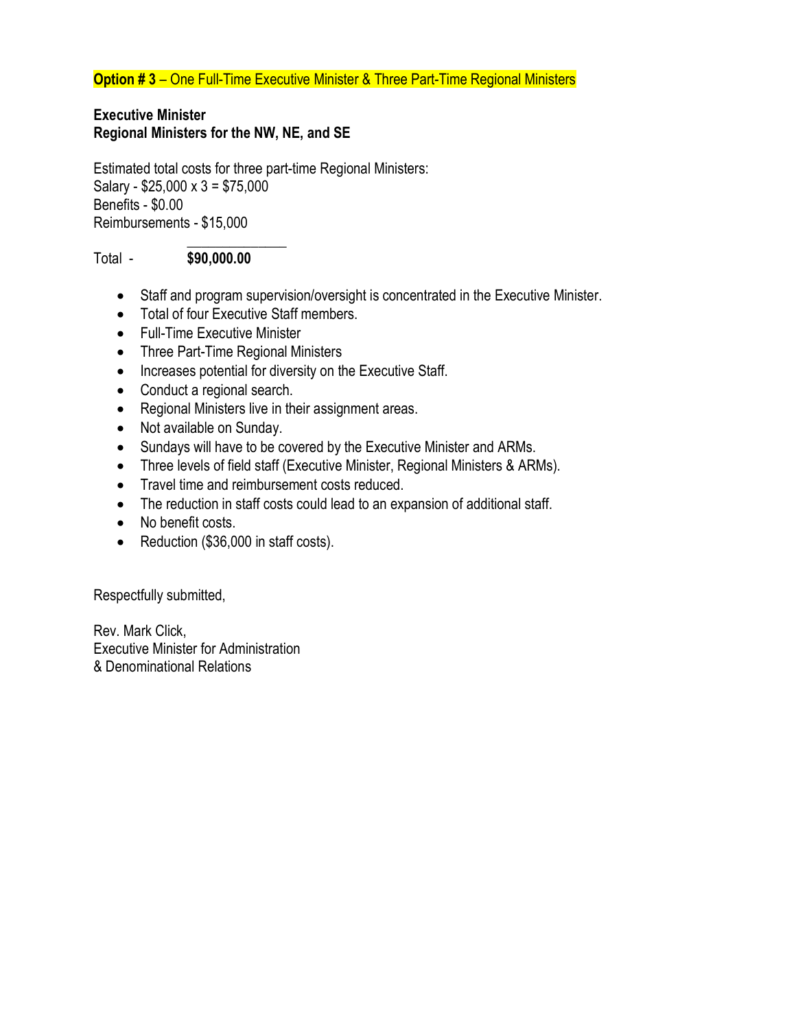**Option # 3** – One Full-Time Executive Minister & Three Part-Time Regional Ministers

**Executive Minister**
**Regional Ministers for the NW, NE, and SE**

Estimated total costs for three part-time Regional Ministers:
Salary - $25,000 x 3 = $75,000
Benefits - $0.00
Reimbursements - $15,000

Total - **$90,000.00**

- Staff and program supervision/oversight is concentrated in the Executive Minister.
- Total of four Executive Staff members.
- Full-Time Executive Minister
- Three Part-Time Regional Ministers
- Increases potential for diversity on the Executive Staff.
- Conduct a regional search.
- Regional Ministers live in their assignment areas.
- Not available on Sunday.
- Sundays will have to be covered by the Executive Minister and ARMs.
- Three levels of field staff (Executive Minister, Regional Ministers & ARMs).
- Travel time and reimbursement costs reduced.
- The reduction in staff costs could lead to an expansion of additional staff.
- No benefit costs.
- Reduction ($36,000 in staff costs).

Respectfully submitted,

Rev. Mark Click,
Executive Minister for Administration
& Denominational Relations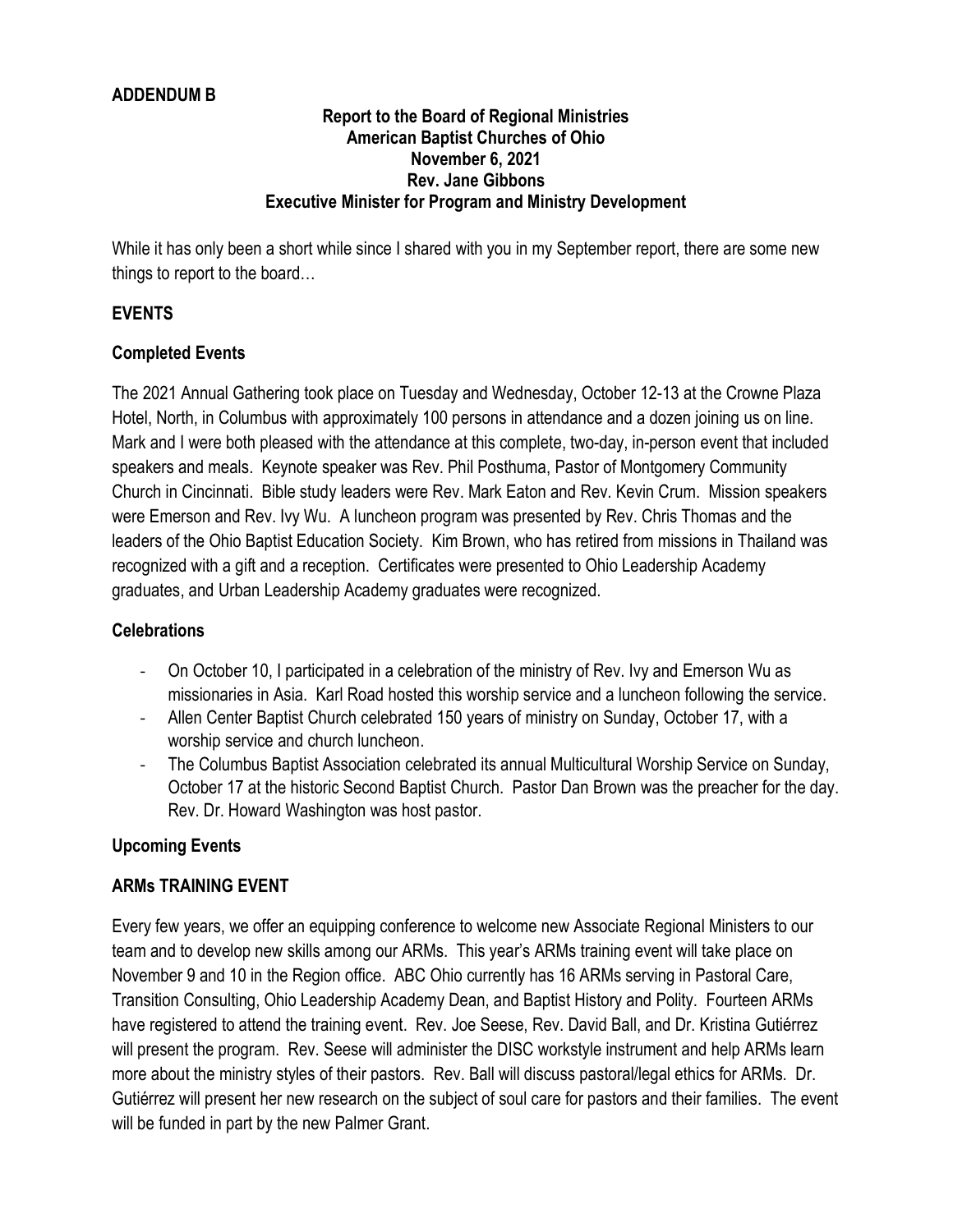**ADDENDUM B**

**Report to the Board of Regional Ministries**
**American Baptist Churches of Ohio**
**November 6, 2021**
**Rev. Jane Gibbons**
**Executive Minister for Program and Ministry Development**

While it has only been a short while since I shared with you in my September report, there are some new things to report to the board…

## EVENTS

### Completed Events

The 2021 Annual Gathering took place on Tuesday and Wednesday, October 12-13 at the Crowne Plaza Hotel, North, in Columbus with approximately 100 persons in attendance and a dozen joining us on line. Mark and I were both pleased with the attendance at this complete, two-day, in-person event that included speakers and meals. Keynote speaker was Rev. Phil Posthuma, Pastor of Montgomery Community Church in Cincinnati. Bible study leaders were Rev. Mark Eaton and Rev. Kevin Crum. Mission speakers were Emerson and Rev. Ivy Wu. A luncheon program was presented by Rev. Chris Thomas and the leaders of the Ohio Baptist Education Society. Kim Brown, who has retired from missions in Thailand was recognized with a gift and a reception. Certificates were presented to Ohio Leadership Academy graduates, and Urban Leadership Academy graduates were recognized.

### Celebrations

- On October 10, I participated in a celebration of the ministry of Rev. Ivy and Emerson Wu as missionaries in Asia. Karl Road hosted this worship service and a luncheon following the service.
- Allen Center Baptist Church celebrated 150 years of ministry on Sunday, October 17, with a worship service and church luncheon.
- The Columbus Baptist Association celebrated its annual Multicultural Worship Service on Sunday, October 17 at the historic Second Baptist Church. Pastor Dan Brown was the preacher for the day. Rev. Dr. Howard Washington was host pastor.

### Upcoming Events

### ARMs TRAINING EVENT

Every few years, we offer an equipping conference to welcome new Associate Regional Ministers to our team and to develop new skills among our ARMs. This year's ARMs training event will take place on November 9 and 10 in the Region office. ABC Ohio currently has 16 ARMs serving in Pastoral Care, Transition Consulting, Ohio Leadership Academy Dean, and Baptist History and Polity. Fourteen ARMs have registered to attend the training event. Rev. Joe Seese, Rev. David Ball, and Dr. Kristina Gutiérrez will present the program. Rev. Seese will administer the DISC workstyle instrument and help ARMs learn more about the ministry styles of their pastors. Rev. Ball will discuss pastoral/legal ethics for ARMs. Dr. Gutiérrez will present her new research on the subject of soul care for pastors and their families. The event will be funded in part by the new Palmer Grant.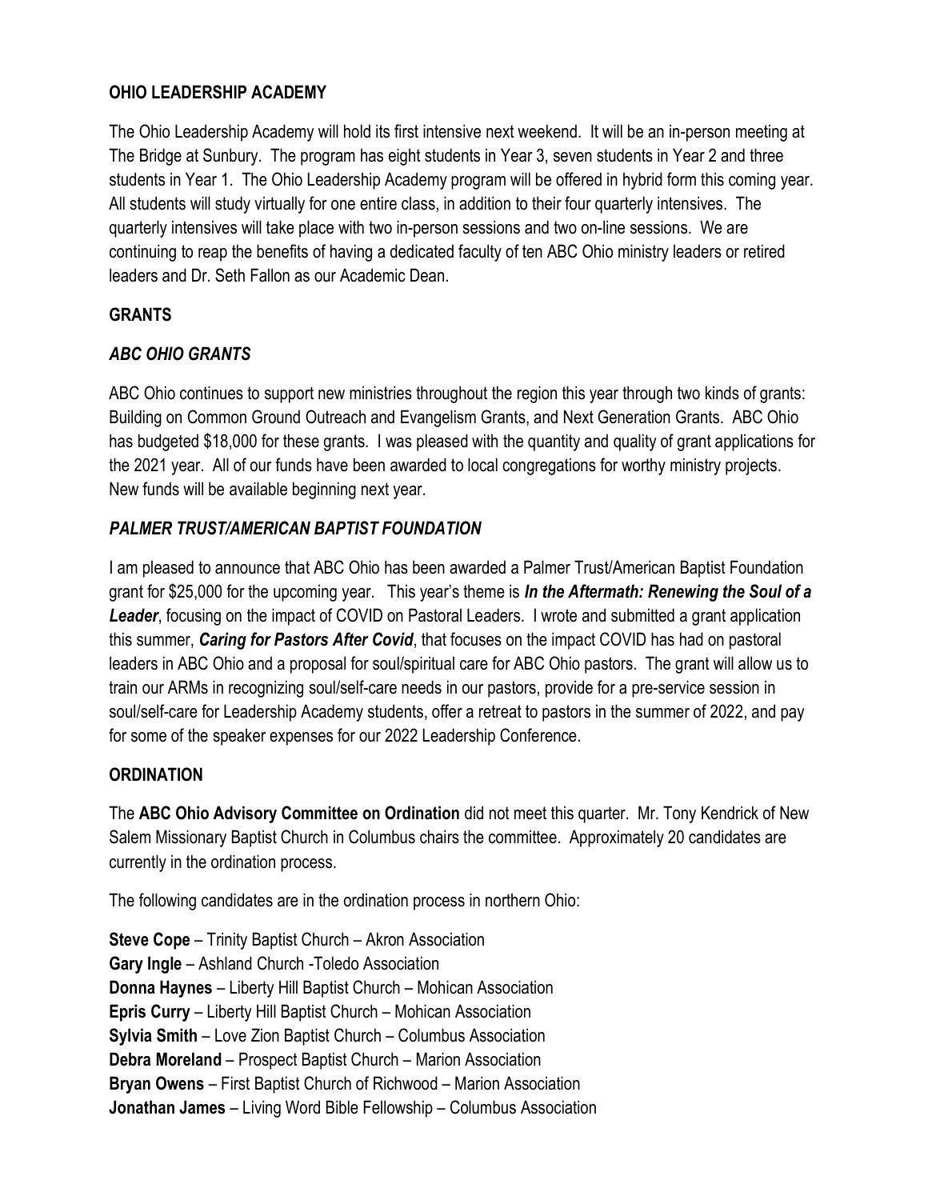## OHIO LEADERSHIP ACADEMY

The Ohio Leadership Academy will hold its first intensive next weekend. It will be an in-person meeting at The Bridge at Sunbury. The program has eight students in Year 3, seven students in Year 2 and three students in Year 1. The Ohio Leadership Academy program will be offered in hybrid form this coming year. All students will study virtually for one entire class, in addition to their four quarterly intensives. The quarterly intensives will take place with two in-person sessions and two on-line sessions. We are continuing to reap the benefits of having a dedicated faculty of ten ABC Ohio ministry leaders or retired leaders and Dr. Seth Fallon as our Academic Dean.

## GRANTS

### *ABC OHIO GRANTS*

ABC Ohio continues to support new ministries throughout the region this year through two kinds of grants: Building on Common Ground Outreach and Evangelism Grants, and Next Generation Grants. ABC Ohio has budgeted $18,000 for these grants. I was pleased with the quantity and quality of grant applications for the 2021 year. All of our funds have been awarded to local congregations for worthy ministry projects. New funds will be available beginning next year.

### *PALMER TRUST/AMERICAN BAPTIST FOUNDATION*

I am pleased to announce that ABC Ohio has been awarded a Palmer Trust/American Baptist Foundation grant for $25,000 for the upcoming year. This year's theme is ***In the Aftermath: Renewing the Soul of a Leader***, focusing on the impact of COVID on Pastoral Leaders. I wrote and submitted a grant application this summer, ***Caring for Pastors After Covid***, that focuses on the impact COVID has had on pastoral leaders in ABC Ohio and a proposal for soul/spiritual care for ABC Ohio pastors. The grant will allow us to train our ARMs in recognizing soul/self-care needs in our pastors, provide for a pre-service session in soul/self-care for Leadership Academy students, offer a retreat to pastors in the summer of 2022, and pay for some of the speaker expenses for our 2022 Leadership Conference.

## ORDINATION

The **ABC Ohio Advisory Committee on Ordination** did not meet this quarter. Mr. Tony Kendrick of New Salem Missionary Baptist Church in Columbus chairs the committee. Approximately 20 candidates are currently in the ordination process.

The following candidates are in the ordination process in northern Ohio:

**Steve Cope** – Trinity Baptist Church – Akron Association
**Gary Ingle** – Ashland Church -Toledo Association
**Donna Haynes** – Liberty Hill Baptist Church – Mohican Association
**Epris Curry** – Liberty Hill Baptist Church – Mohican Association
**Sylvia Smith** – Love Zion Baptist Church – Columbus Association
**Debra Moreland** – Prospect Baptist Church – Marion Association
**Bryan Owens** – First Baptist Church of Richwood – Marion Association
**Jonathan James** – Living Word Bible Fellowship – Columbus Association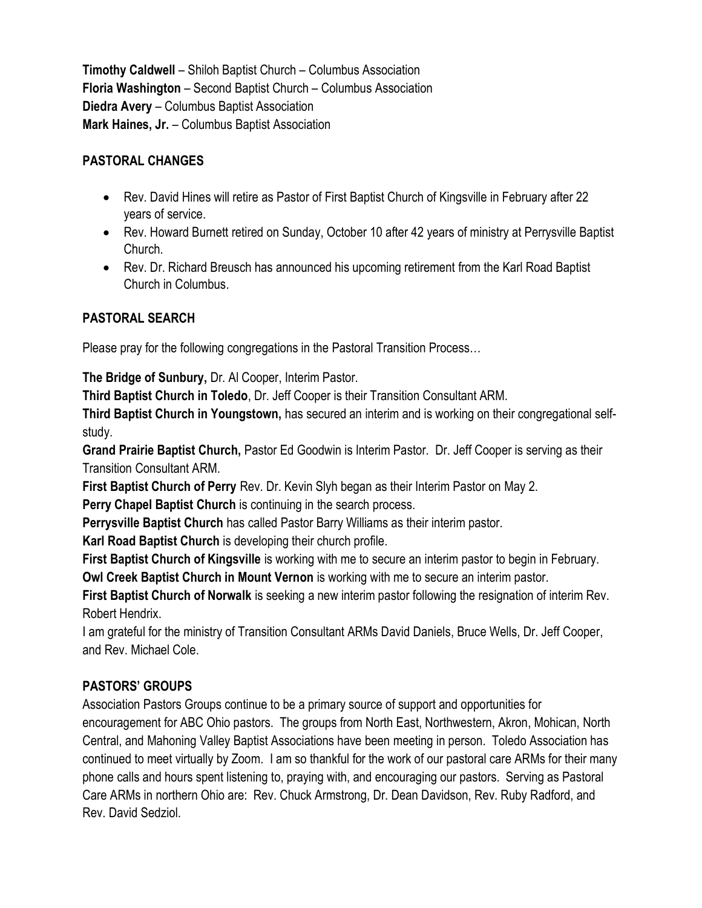**Timothy Caldwell** – Shiloh Baptist Church – Columbus Association
**Floria Washington** – Second Baptist Church – Columbus Association
**Diedra Avery** – Columbus Baptist Association
**Mark Haines, Jr.** – Columbus Baptist Association

## PASTORAL CHANGES

- Rev. David Hines will retire as Pastor of First Baptist Church of Kingsville in February after 22 years of service.
- Rev. Howard Burnett retired on Sunday, October 10 after 42 years of ministry at Perrysville Baptist Church.
- Rev. Dr. Richard Breusch has announced his upcoming retirement from the Karl Road Baptist Church in Columbus.

## PASTORAL SEARCH

Please pray for the following congregations in the Pastoral Transition Process…

**The Bridge of Sunbury,** Dr. Al Cooper, Interim Pastor.
**Third Baptist Church in Toledo**, Dr. Jeff Cooper is their Transition Consultant ARM.
**Third Baptist Church in Youngstown,** has secured an interim and is working on their congregational self-study.
**Grand Prairie Baptist Church,** Pastor Ed Goodwin is Interim Pastor. Dr. Jeff Cooper is serving as their Transition Consultant ARM.
**First Baptist Church of Perry** Rev. Dr. Kevin Slyh began as their Interim Pastor on May 2.
**Perry Chapel Baptist Church** is continuing in the search process.
**Perrysville Baptist Church** has called Pastor Barry Williams as their interim pastor.
**Karl Road Baptist Church** is developing their church profile.
**First Baptist Church of Kingsville** is working with me to secure an interim pastor to begin in February.
**Owl Creek Baptist Church in Mount Vernon** is working with me to secure an interim pastor.
**First Baptist Church of Norwalk** is seeking a new interim pastor following the resignation of interim Rev. Robert Hendrix.
I am grateful for the ministry of Transition Consultant ARMs David Daniels, Bruce Wells, Dr. Jeff Cooper, and Rev. Michael Cole.

## PASTORS' GROUPS

Association Pastors Groups continue to be a primary source of support and opportunities for encouragement for ABC Ohio pastors. The groups from North East, Northwestern, Akron, Mohican, North Central, and Mahoning Valley Baptist Associations have been meeting in person. Toledo Association has continued to meet virtually by Zoom. I am so thankful for the work of our pastoral care ARMs for their many phone calls and hours spent listening to, praying with, and encouraging our pastors. Serving as Pastoral Care ARMs in northern Ohio are: Rev. Chuck Armstrong, Dr. Dean Davidson, Rev. Ruby Radford, and Rev. David Sedziol.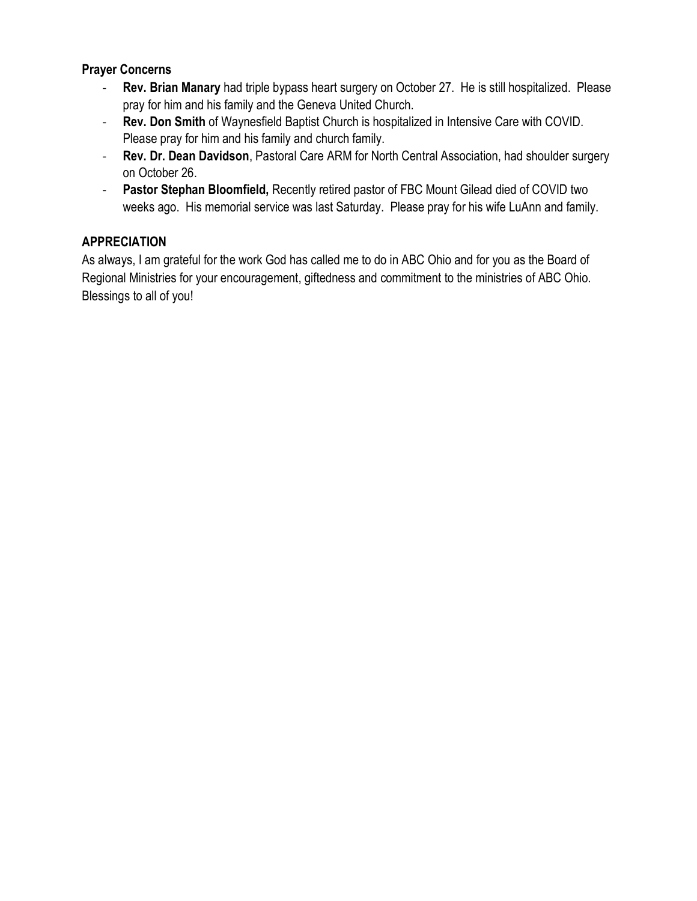**Prayer Concerns**

- **Rev. Brian Manary** had triple bypass heart surgery on October 27. He is still hospitalized. Please pray for him and his family and the Geneva United Church.
- **Rev. Don Smith** of Waynesfield Baptist Church is hospitalized in Intensive Care with COVID. Please pray for him and his family and church family.
- **Rev. Dr. Dean Davidson**, Pastoral Care ARM for North Central Association, had shoulder surgery on October 26.
- **Pastor Stephan Bloomfield,** Recently retired pastor of FBC Mount Gilead died of COVID two weeks ago. His memorial service was last Saturday. Please pray for his wife LuAnn and family.

## APPRECIATION

As always, I am grateful for the work God has called me to do in ABC Ohio and for you as the Board of Regional Ministries for your encouragement, giftedness and commitment to the ministries of ABC Ohio. Blessings to all of you!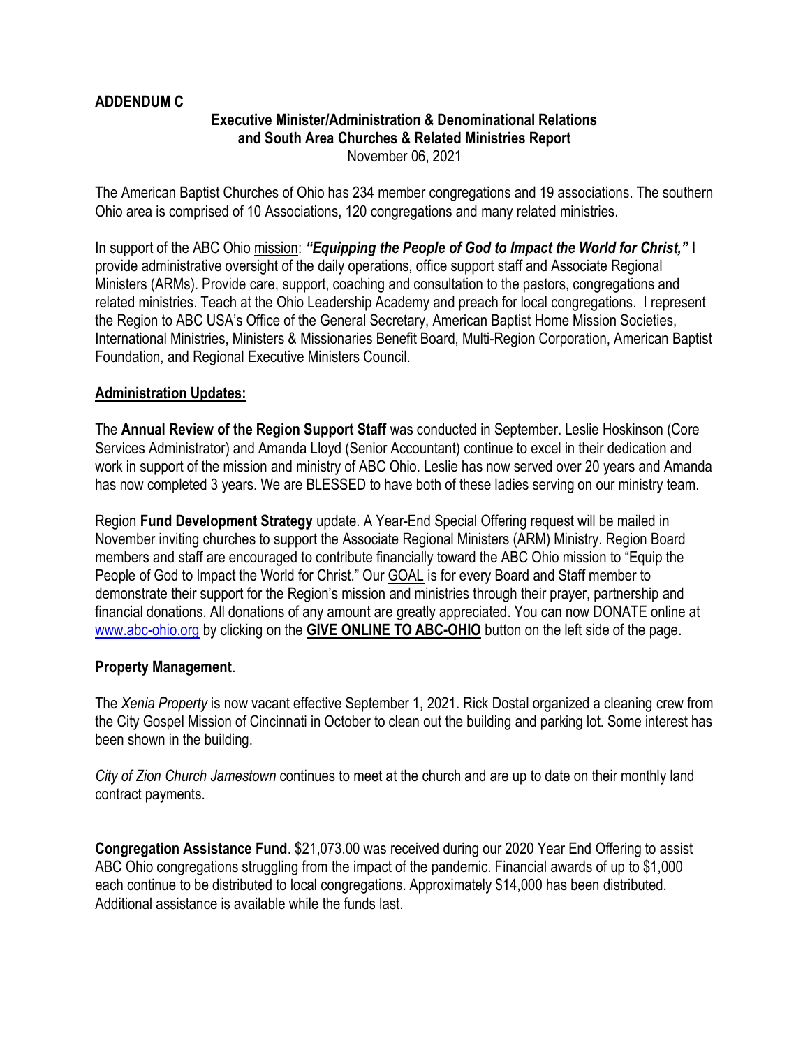**ADDENDUM C**

**Executive Minister/Administration & Denominational Relations and South Area Churches & Related Ministries Report**

November 06, 2021

The American Baptist Churches of Ohio has 234 member congregations and 19 associations. The southern Ohio area is comprised of 10 Associations, 120 congregations and many related ministries.

In support of the ABC Ohio mission: ***"Equipping the People of God to Impact the World for Christ,"*** I provide administrative oversight of the daily operations, office support staff and Associate Regional Ministers (ARMs). Provide care, support, coaching and consultation to the pastors, congregations and related ministries. Teach at the Ohio Leadership Academy and preach for local congregations. I represent the Region to ABC USA's Office of the General Secretary, American Baptist Home Mission Societies, International Ministries, Ministers & Missionaries Benefit Board, Multi-Region Corporation, American Baptist Foundation, and Regional Executive Ministers Council.

## Administration Updates:

The **Annual Review of the Region Support Staff** was conducted in September. Leslie Hoskinson (Core Services Administrator) and Amanda Lloyd (Senior Accountant) continue to excel in their dedication and work in support of the mission and ministry of ABC Ohio. Leslie has now served over 20 years and Amanda has now completed 3 years. We are BLESSED to have both of these ladies serving on our ministry team.

Region **Fund Development Strategy** update. A Year-End Special Offering request will be mailed in November inviting churches to support the Associate Regional Ministers (ARM) Ministry. Region Board members and staff are encouraged to contribute financially toward the ABC Ohio mission to "Equip the People of God to Impact the World for Christ." Our GOAL is for every Board and Staff member to demonstrate their support for the Region's mission and ministries through their prayer, partnership and financial donations. All donations of any amount are greatly appreciated. You can now DONATE online at www.abc-ohio.org by clicking on the **GIVE ONLINE TO ABC-OHIO** button on the left side of the page.

**Property Management**.

The *Xenia Property* is now vacant effective September 1, 2021. Rick Dostal organized a cleaning crew from the City Gospel Mission of Cincinnati in October to clean out the building and parking lot. Some interest has been shown in the building.

*City of Zion Church Jamestown* continues to meet at the church and are up to date on their monthly land contract payments.

**Congregation Assistance Fund**. $21,073.00 was received during our 2020 Year End Offering to assist ABC Ohio congregations struggling from the impact of the pandemic. Financial awards of up to $1,000 each continue to be distributed to local congregations. Approximately $14,000 has been distributed. Additional assistance is available while the funds last.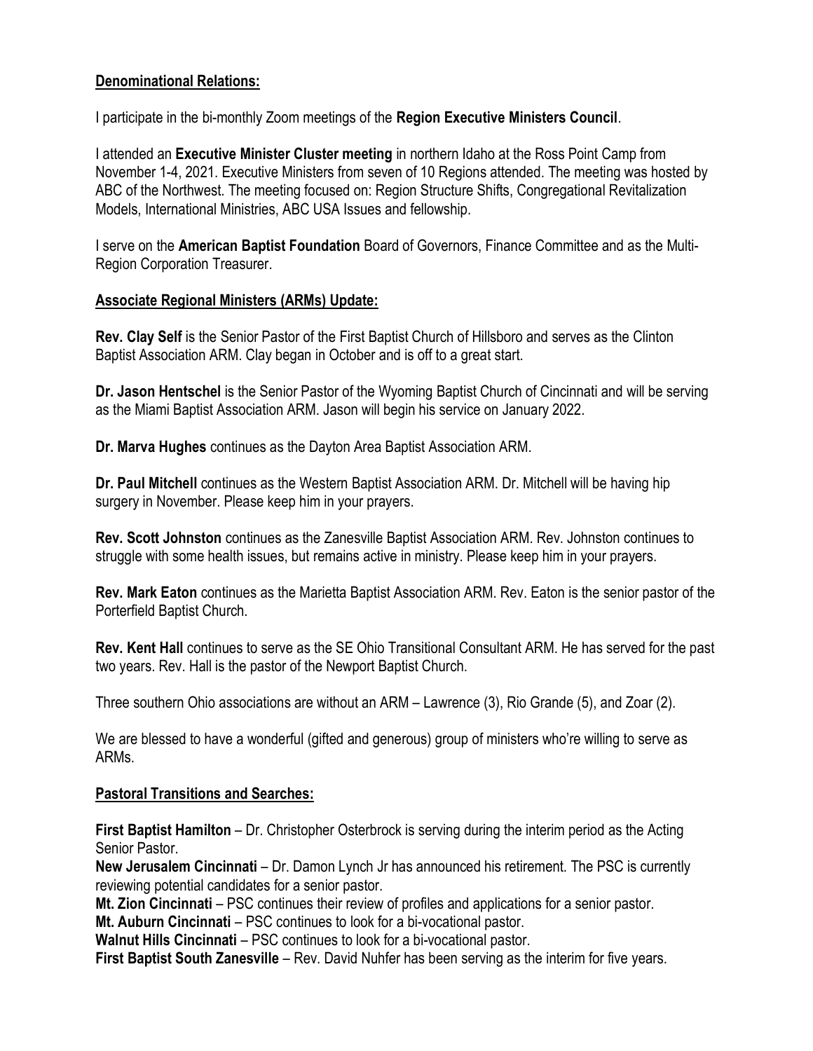**Denominational Relations:**

I participate in the bi-monthly Zoom meetings of the **Region Executive Ministers Council**.

I attended an **Executive Minister Cluster meeting** in northern Idaho at the Ross Point Camp from November 1-4, 2021. Executive Ministers from seven of 10 Regions attended. The meeting was hosted by ABC of the Northwest. The meeting focused on: Region Structure Shifts, Congregational Revitalization Models, International Ministries, ABC USA Issues and fellowship.

I serve on the **American Baptist Foundation** Board of Governors, Finance Committee and as the Multi-Region Corporation Treasurer.

**Associate Regional Ministers (ARMs) Update:**

**Rev. Clay Self** is the Senior Pastor of the First Baptist Church of Hillsboro and serves as the Clinton Baptist Association ARM. Clay began in October and is off to a great start.

**Dr. Jason Hentschel** is the Senior Pastor of the Wyoming Baptist Church of Cincinnati and will be serving as the Miami Baptist Association ARM. Jason will begin his service on January 2022.

**Dr. Marva Hughes** continues as the Dayton Area Baptist Association ARM.

**Dr. Paul Mitchell** continues as the Western Baptist Association ARM. Dr. Mitchell will be having hip surgery in November. Please keep him in your prayers.

**Rev. Scott Johnston** continues as the Zanesville Baptist Association ARM. Rev. Johnston continues to struggle with some health issues, but remains active in ministry. Please keep him in your prayers.

**Rev. Mark Eaton** continues as the Marietta Baptist Association ARM. Rev. Eaton is the senior pastor of the Porterfield Baptist Church.

**Rev. Kent Hall** continues to serve as the SE Ohio Transitional Consultant ARM. He has served for the past two years. Rev. Hall is the pastor of the Newport Baptist Church.

Three southern Ohio associations are without an ARM – Lawrence (3), Rio Grande (5), and Zoar (2).

We are blessed to have a wonderful (gifted and generous) group of ministers who're willing to serve as ARMs.

**Pastoral Transitions and Searches:**

**First Baptist Hamilton** – Dr. Christopher Osterbrock is serving during the interim period as the Acting Senior Pastor.
**New Jerusalem Cincinnati** – Dr. Damon Lynch Jr has announced his retirement. The PSC is currently reviewing potential candidates for a senior pastor.
**Mt. Zion Cincinnati** – PSC continues their review of profiles and applications for a senior pastor.
**Mt. Auburn Cincinnati** – PSC continues to look for a bi-vocational pastor.
**Walnut Hills Cincinnati** – PSC continues to look for a bi-vocational pastor.
**First Baptist South Zanesville** – Rev. David Nuhfer has been serving as the interim for five years.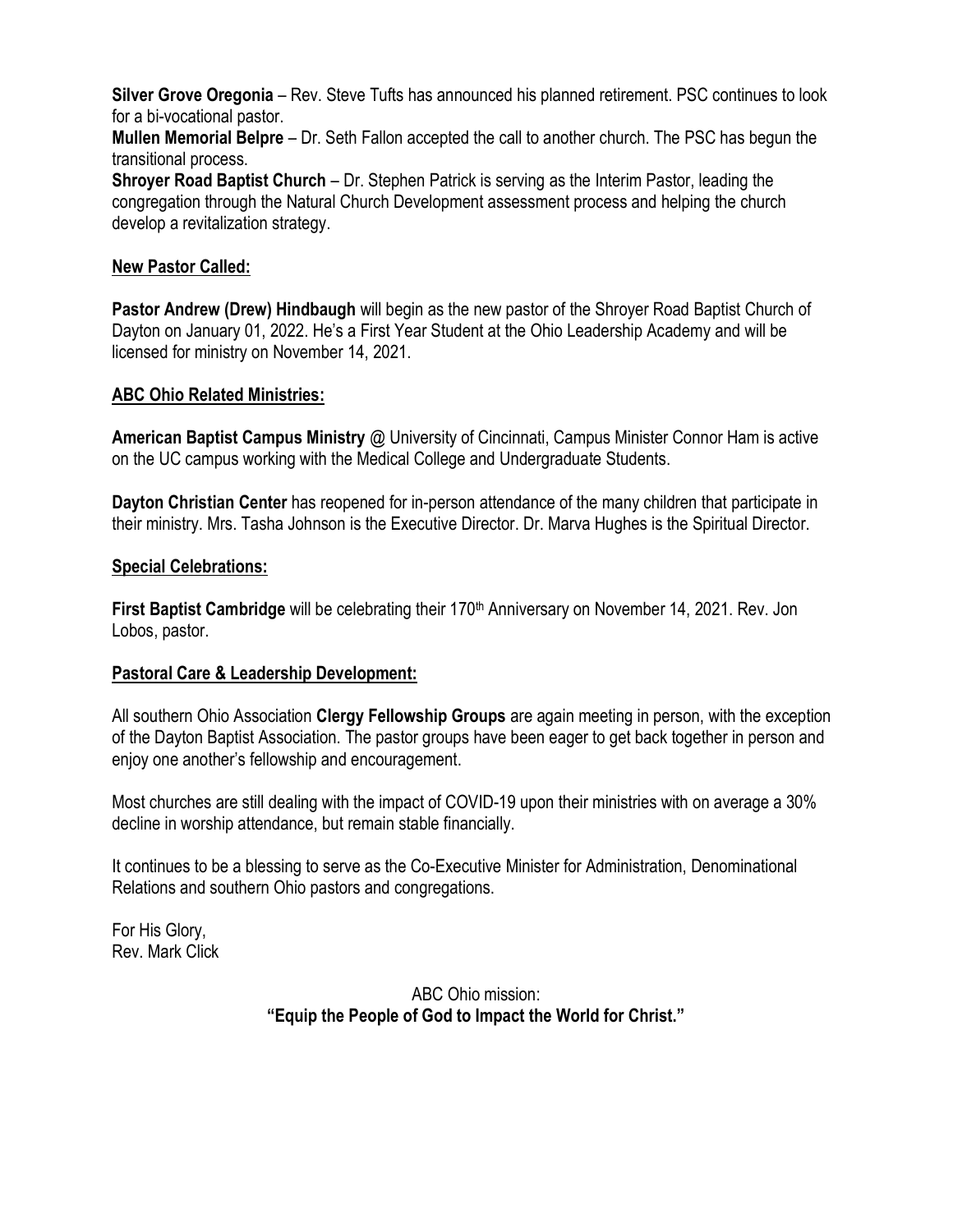**Silver Grove Oregonia** – Rev. Steve Tufts has announced his planned retirement. PSC continues to look for a bi-vocational pastor.
**Mullen Memorial Belpre** – Dr. Seth Fallon accepted the call to another church. The PSC has begun the transitional process.
**Shroyer Road Baptist Church** – Dr. Stephen Patrick is serving as the Interim Pastor, leading the congregation through the Natural Church Development assessment process and helping the church develop a revitalization strategy.

**New Pastor Called:**

**Pastor Andrew (Drew) Hindbaugh** will begin as the new pastor of the Shroyer Road Baptist Church of Dayton on January 01, 2022. He's a First Year Student at the Ohio Leadership Academy and will be licensed for ministry on November 14, 2021.

**ABC Ohio Related Ministries:**

**American Baptist Campus Ministry** @ University of Cincinnati, Campus Minister Connor Ham is active on the UC campus working with the Medical College and Undergraduate Students.

**Dayton Christian Center** has reopened for in-person attendance of the many children that participate in their ministry. Mrs. Tasha Johnson is the Executive Director. Dr. Marva Hughes is the Spiritual Director.

**Special Celebrations:**

**First Baptist Cambridge** will be celebrating their 170th Anniversary on November 14, 2021. Rev. Jon Lobos, pastor.

**Pastoral Care & Leadership Development:**

All southern Ohio Association **Clergy Fellowship Groups** are again meeting in person, with the exception of the Dayton Baptist Association. The pastor groups have been eager to get back together in person and enjoy one another's fellowship and encouragement.

Most churches are still dealing with the impact of COVID-19 upon their ministries with on average a 30% decline in worship attendance, but remain stable financially.

It continues to be a blessing to serve as the Co-Executive Minister for Administration, Denominational Relations and southern Ohio pastors and congregations.

For His Glory,
Rev. Mark Click

ABC Ohio mission:
**"Equip the People of God to Impact the World for Christ."**